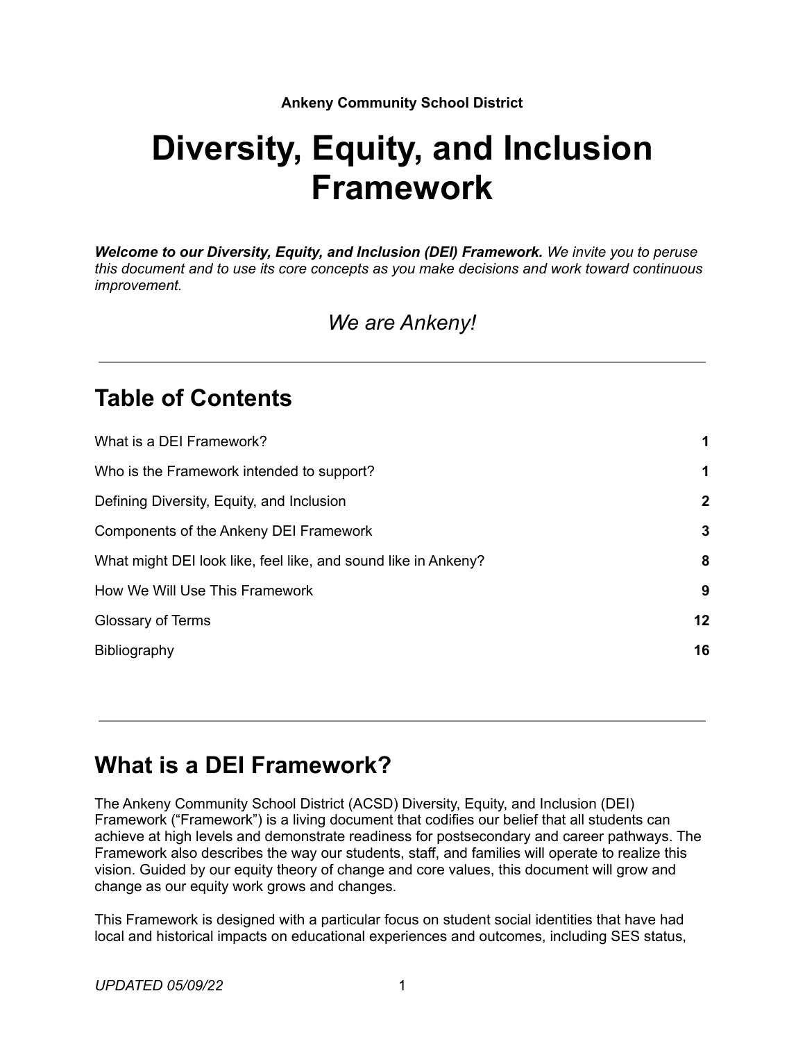**Ankeny Community School District**

# Diversity, Equity, and Inclusion Framework

***Welcome to our Diversity, Equity, and Inclusion (DEI) Framework.*** *We invite you to peruse this document and to use its core concepts as you make decisions and work toward continuous improvement.*

*We are Ankeny!*

---

## Table of Contents

| | |
|---|---|
| What is a DEI Framework? | **1** |
| Who is the Framework intended to support? | **1** |
| Defining Diversity, Equity, and Inclusion | **2** |
| Components of the Ankeny DEI Framework | **3** |
| What might DEI look like, feel like, and sound like in Ankeny? | **8** |
| How We Will Use This Framework | **9** |
| Glossary of Terms | **12** |
| Bibliography | **16** |

---

## What is a DEI Framework?

The Ankeny Community School District (ACSD) Diversity, Equity, and Inclusion (DEI) Framework ("Framework") is a living document that codifies our belief that all students can achieve at high levels and demonstrate readiness for postsecondary and career pathways. The Framework also describes the way our students, staff, and families will operate to realize this vision. Guided by our equity theory of change and core values, this document will grow and change as our equity work grows and changes.

This Framework is designed with a particular focus on student social identities that have had local and historical impacts on educational experiences and outcomes, including SES status,

*UPDATED 05/09/22*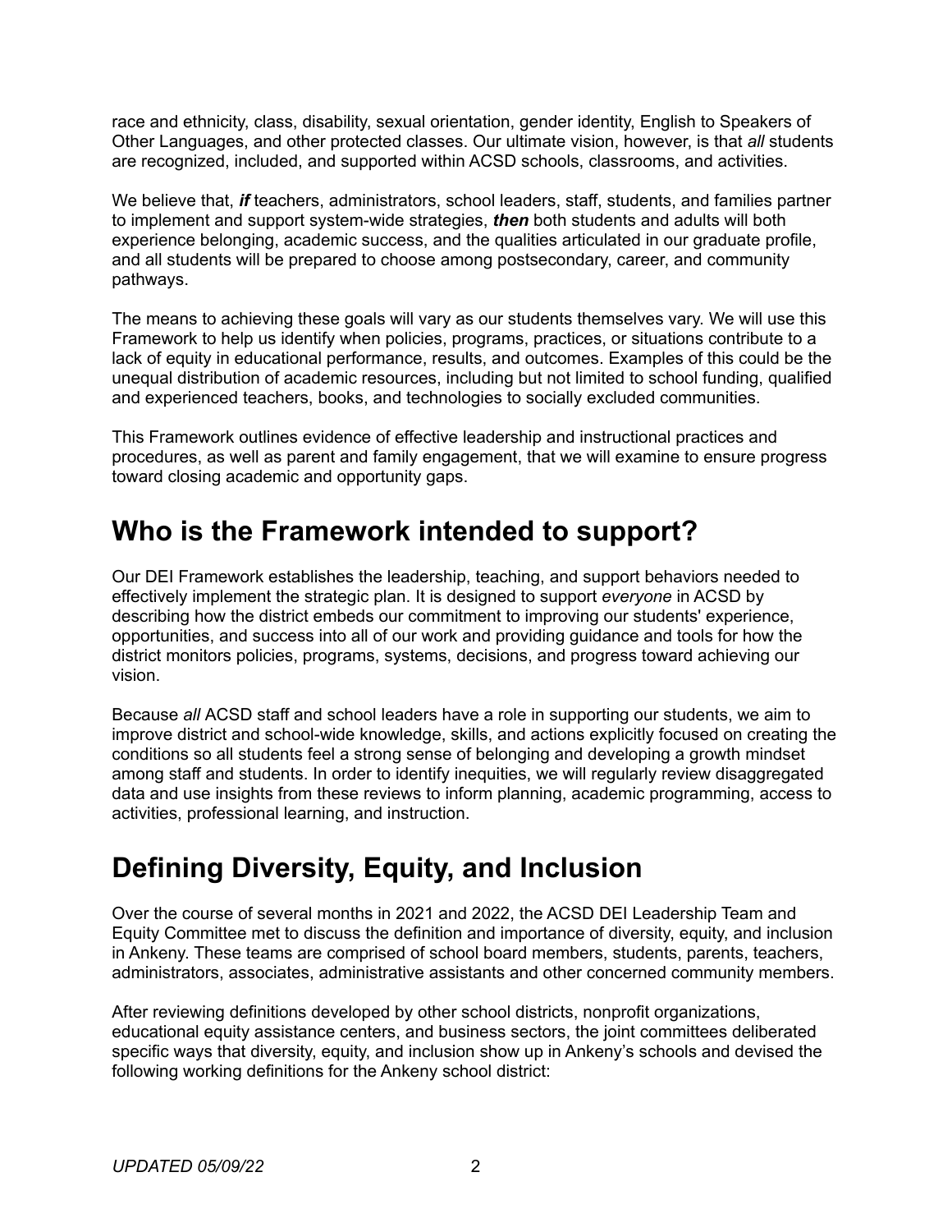race and ethnicity, class, disability, sexual orientation, gender identity, English to Speakers of Other Languages, and other protected classes. Our ultimate vision, however, is that *all* students are recognized, included, and supported within ACSD schools, classrooms, and activities.

We believe that, ***if*** teachers, administrators, school leaders, staff, students, and families partner to implement and support system-wide strategies, ***then*** both students and adults will both experience belonging, academic success, and the qualities articulated in our graduate profile, and all students will be prepared to choose among postsecondary, career, and community pathways.

The means to achieving these goals will vary as our students themselves vary. We will use this Framework to help us identify when policies, programs, practices, or situations contribute to a lack of equity in educational performance, results, and outcomes. Examples of this could be the unequal distribution of academic resources, including but not limited to school funding, qualified and experienced teachers, books, and technologies to socially excluded communities.

This Framework outlines evidence of effective leadership and instructional practices and procedures, as well as parent and family engagement, that we will examine to ensure progress toward closing academic and opportunity gaps.

# Who is the Framework intended to support?

Our DEI Framework establishes the leadership, teaching, and support behaviors needed to effectively implement the strategic plan. It is designed to support *everyone* in ACSD by describing how the district embeds our commitment to improving our students' experience, opportunities, and success into all of our work and providing guidance and tools for how the district monitors policies, programs, systems, decisions, and progress toward achieving our vision.

Because *all* ACSD staff and school leaders have a role in supporting our students, we aim to improve district and school-wide knowledge, skills, and actions explicitly focused on creating the conditions so all students feel a strong sense of belonging and developing a growth mindset among staff and students. In order to identify inequities, we will regularly review disaggregated data and use insights from these reviews to inform planning, academic programming, access to activities, professional learning, and instruction.

# Defining Diversity, Equity, and Inclusion

Over the course of several months in 2021 and 2022, the ACSD DEI Leadership Team and Equity Committee met to discuss the definition and importance of diversity, equity, and inclusion in Ankeny. These teams are comprised of school board members, students, parents, teachers, administrators, associates, administrative assistants and other concerned community members.

After reviewing definitions developed by other school districts, nonprofit organizations, educational equity assistance centers, and business sectors, the joint committees deliberated specific ways that diversity, equity, and inclusion show up in Ankeny's schools and devised the following working definitions for the Ankeny school district: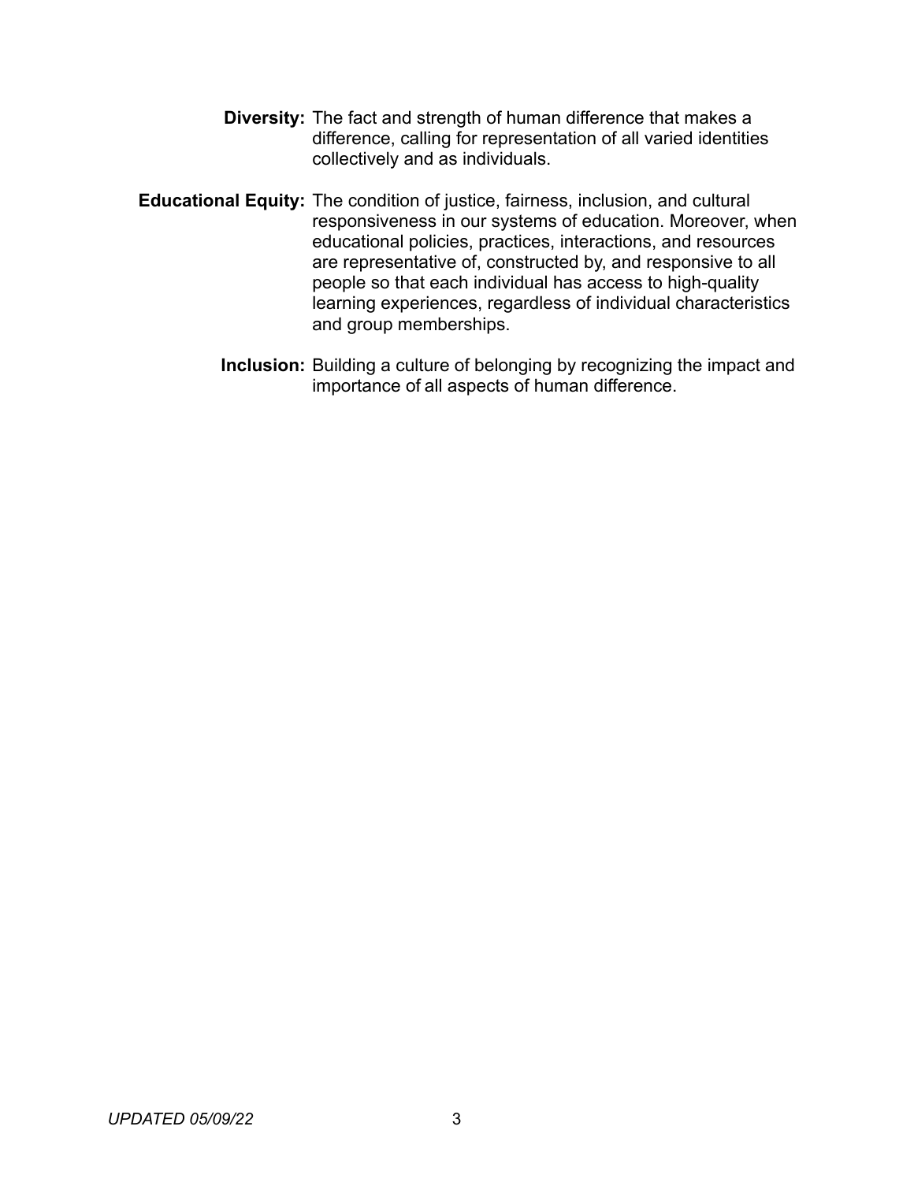**Diversity:** The fact and strength of human difference that makes a difference, calling for representation of all varied identities collectively and as individuals.

**Educational Equity:** The condition of justice, fairness, inclusion, and cultural responsiveness in our systems of education. Moreover, when educational policies, practices, interactions, and resources are representative of, constructed by, and responsive to all people so that each individual has access to high-quality learning experiences, regardless of individual characteristics and group memberships.

**Inclusion:** Building a culture of belonging by recognizing the impact and importance of all aspects of human difference.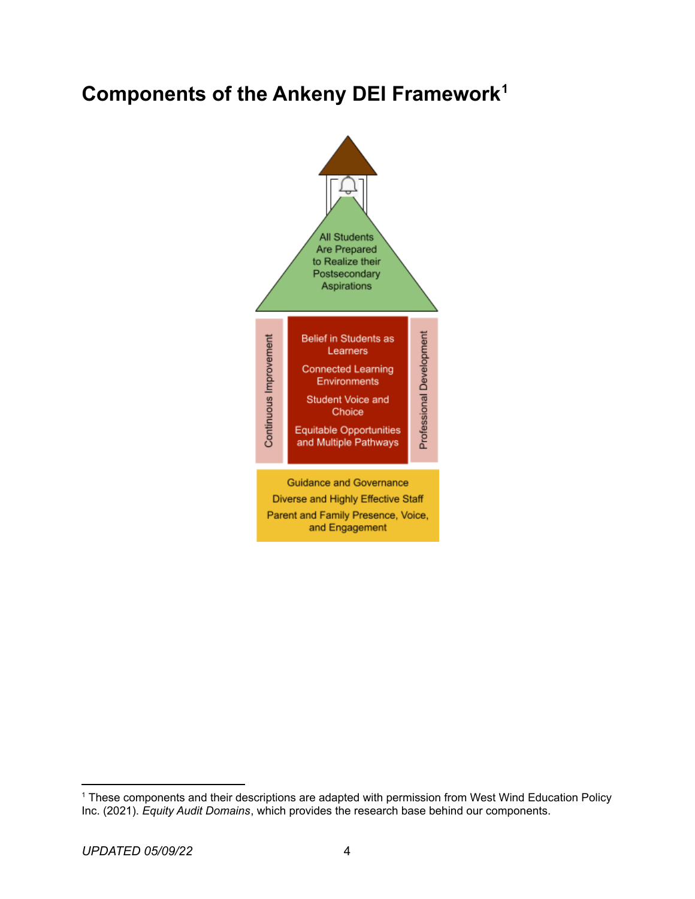# Components of the Ankeny DEI Framework[1]

All Students Are Prepared to Realize their Postsecondary Aspirations

Continuous Improvement

Belief in Students as Learners

Connected Learning Environments

Student Voice and Choice

Equitable Opportunities and Multiple Pathways

Professional Development

Guidance and Governance

Diverse and Highly Effective Staff

Parent and Family Presence, Voice, and Engagement

---

[1] These components and their descriptions are adapted with permission from West Wind Education Policy Inc. (2021). *Equity Audit Domains*, which provides the research base behind our components.

*UPDATED 05/09/22*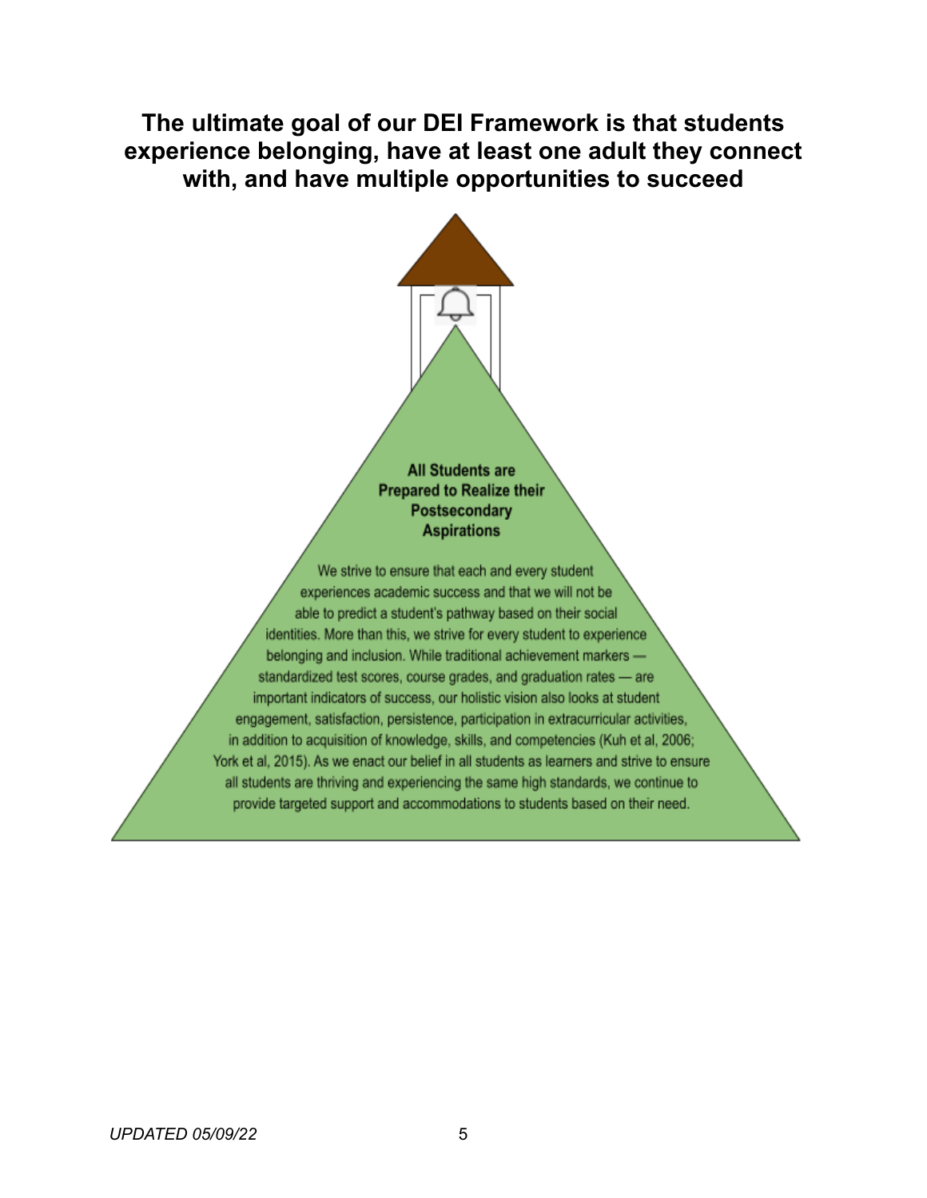# The ultimate goal of our DEI Framework is that students experience belonging, have at least one adult they connect with, and have multiple opportunities to succeed

**All Students are Prepared to Realize their Postsecondary Aspirations**

We strive to ensure that each and every student experiences academic success and that we will not be able to predict a student's pathway based on their social identities. More than this, we strive for every student to experience belonging and inclusion. While traditional achievement markers — standardized test scores, course grades, and graduation rates — are important indicators of success, our holistic vision also looks at student engagement, satisfaction, persistence, participation in extracurricular activities, in addition to acquisition of knowledge, skills, and competencies (Kuh et al, 2006; York et al, 2015). As we enact our belief in all students as learners and strive to ensure all students are thriving and experiencing the same high standards, we continue to provide targeted support and accommodations to students based on their need.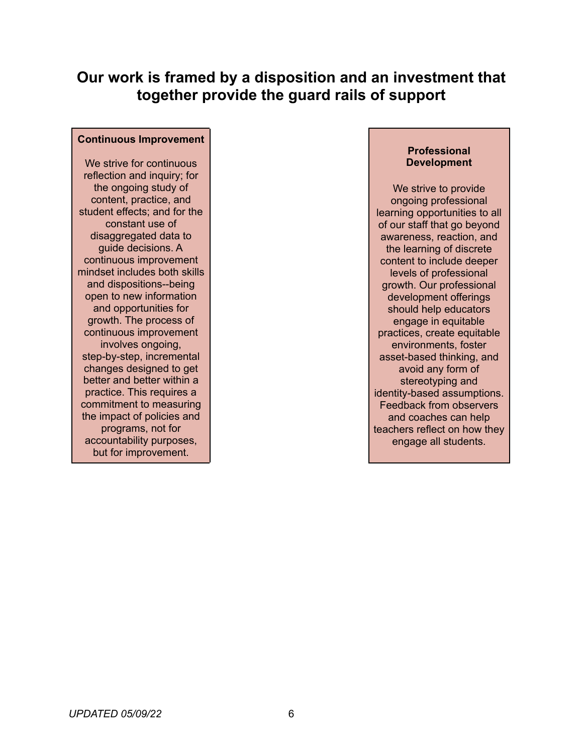# Our work is framed by a disposition and an investment that together provide the guard rails of support

**Continuous Improvement**

We strive for continuous reflection and inquiry; for the ongoing study of content, practice, and student effects; and for the constant use of disaggregated data to guide decisions. A continuous improvement mindset includes both skills and dispositions--being open to new information and opportunities for growth. The process of continuous improvement involves ongoing, step-by-step, incremental changes designed to get better and better within a practice. This requires a commitment to measuring the impact of policies and programs, not for accountability purposes, but for improvement.

**Professional Development**

We strive to provide ongoing professional learning opportunities to all of our staff that go beyond awareness, reaction, and the learning of discrete content to include deeper levels of professional growth. Our professional development offerings should help educators engage in equitable practices, create equitable environments, foster asset-based thinking, and avoid any form of stereotyping and identity-based assumptions. Feedback from observers and coaches can help teachers reflect on how they engage all students.

*UPDATED 05/09/22*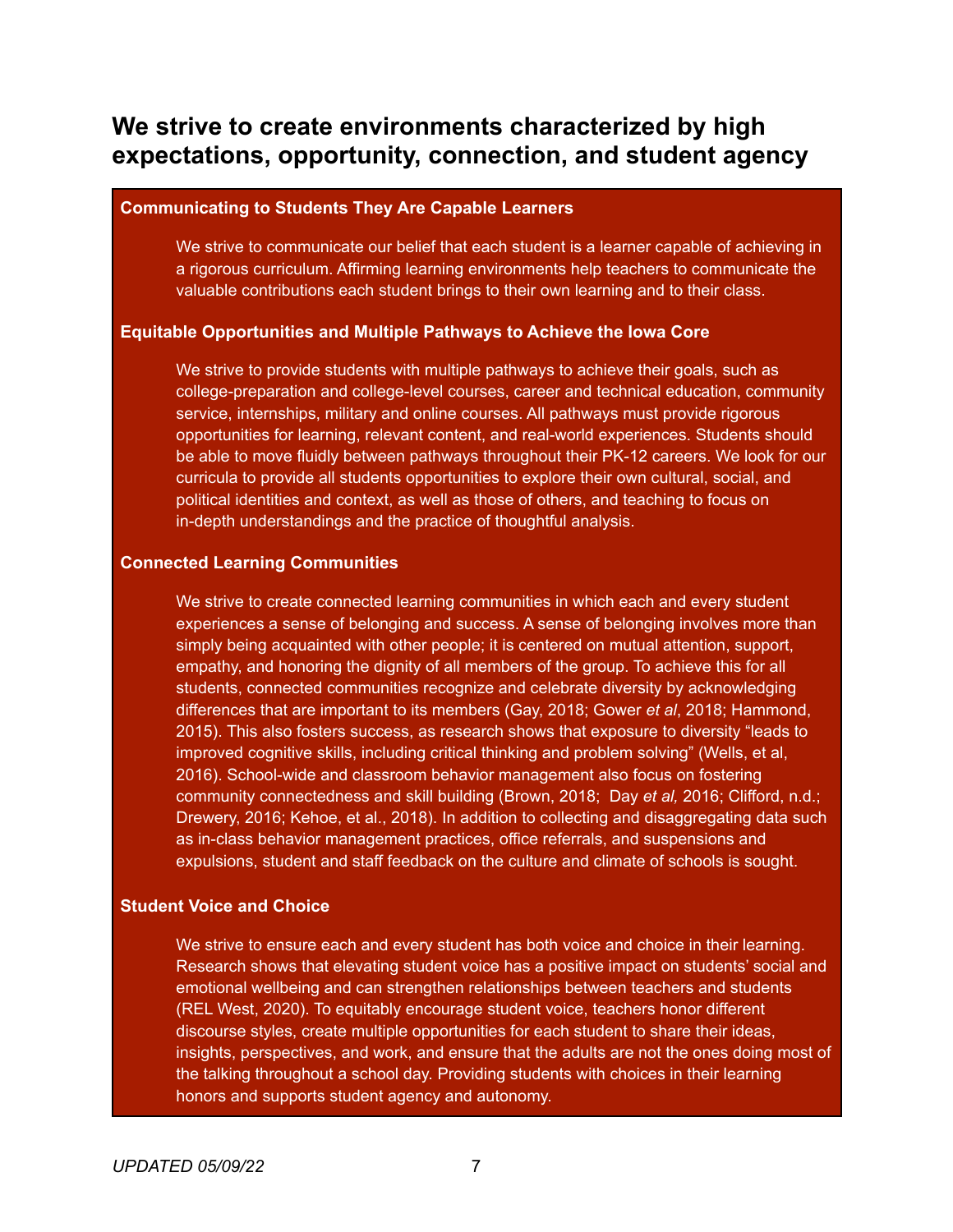## We strive to create environments characterized by high expectations, opportunity, connection, and student agency

**Communicating to Students They Are Capable Learners**

We strive to communicate our belief that each student is a learner capable of achieving in a rigorous curriculum. Affirming learning environments help teachers to communicate the valuable contributions each student brings to their own learning and to their class.

**Equitable Opportunities and Multiple Pathways to Achieve the Iowa Core**

We strive to provide students with multiple pathways to achieve their goals, such as college-preparation and college-level courses, career and technical education, community service, internships, military and online courses. All pathways must provide rigorous opportunities for learning, relevant content, and real-world experiences. Students should be able to move fluidly between pathways throughout their PK-12 careers. We look for our curricula to provide all students opportunities to explore their own cultural, social, and political identities and context, as well as those of others, and teaching to focus on in-depth understandings and the practice of thoughtful analysis.

**Connected Learning Communities**

We strive to create connected learning communities in which each and every student experiences a sense of belonging and success. A sense of belonging involves more than simply being acquainted with other people; it is centered on mutual attention, support, empathy, and honoring the dignity of all members of the group. To achieve this for all students, connected communities recognize and celebrate diversity by acknowledging differences that are important to its members (Gay, 2018; Gower *et al*, 2018; Hammond, 2015). This also fosters success, as research shows that exposure to diversity "leads to improved cognitive skills, including critical thinking and problem solving" (Wells, et al, 2016). School-wide and classroom behavior management also focus on fostering community connectedness and skill building (Brown, 2018; Day *et al,* 2016; Clifford, n.d.; Drewery, 2016; Kehoe, et al., 2018). In addition to collecting and disaggregating data such as in-class behavior management practices, office referrals, and suspensions and expulsions, student and staff feedback on the culture and climate of schools is sought.

**Student Voice and Choice**

We strive to ensure each and every student has both voice and choice in their learning. Research shows that elevating student voice has a positive impact on students' social and emotional wellbeing and can strengthen relationships between teachers and students (REL West, 2020). To equitably encourage student voice, teachers honor different discourse styles, create multiple opportunities for each student to share their ideas, insights, perspectives, and work, and ensure that the adults are not the ones doing most of the talking throughout a school day. Providing students with choices in their learning honors and supports student agency and autonomy.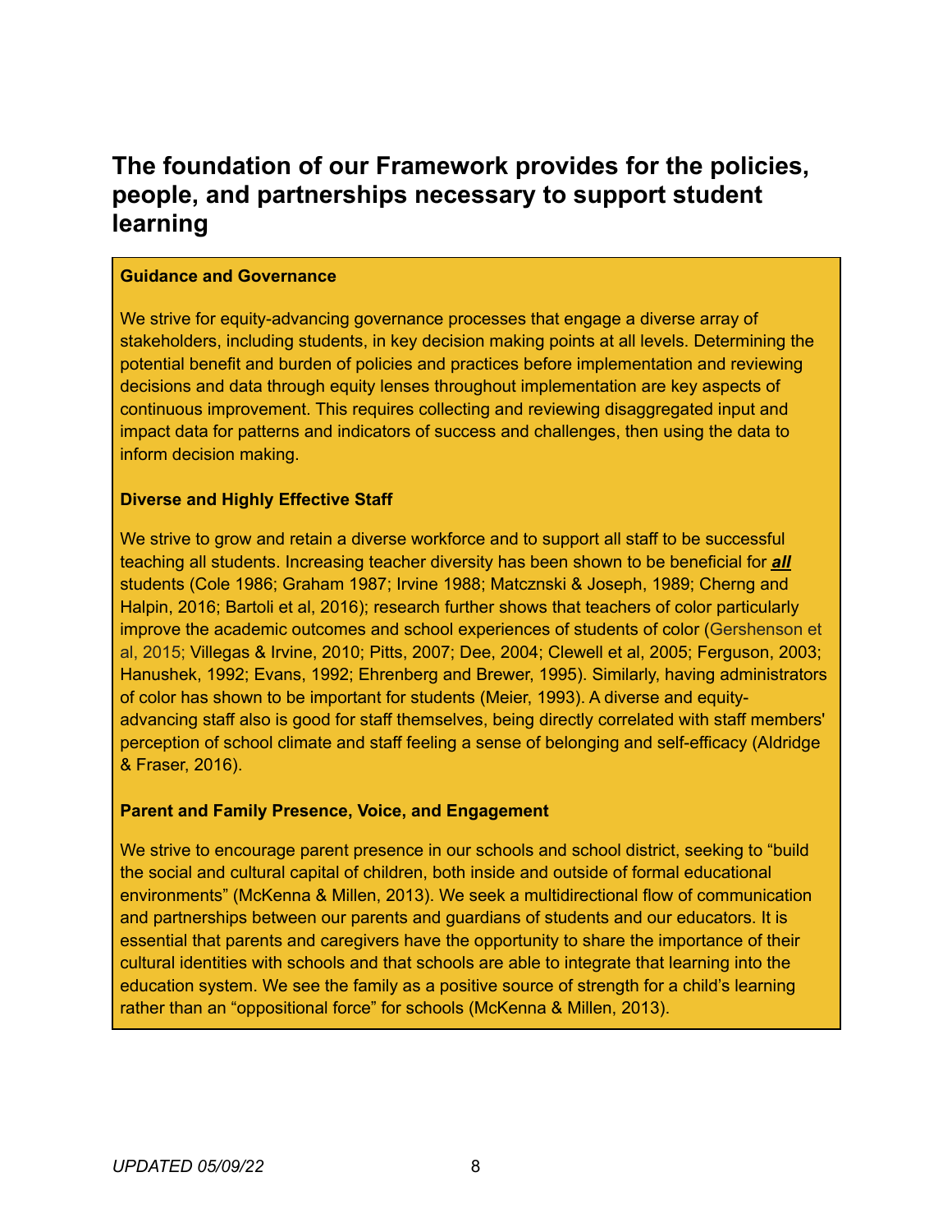## The foundation of our Framework provides for the policies, people, and partnerships necessary to support student learning

**Guidance and Governance**

We strive for equity-advancing governance processes that engage a diverse array of stakeholders, including students, in key decision making points at all levels. Determining the potential benefit and burden of policies and practices before implementation and reviewing decisions and data through equity lenses throughout implementation are key aspects of continuous improvement. This requires collecting and reviewing disaggregated input and impact data for patterns and indicators of success and challenges, then using the data to inform decision making.

**Diverse and Highly Effective Staff**

We strive to grow and retain a diverse workforce and to support all staff to be successful teaching all students. Increasing teacher diversity has been shown to be beneficial for ***all*** students (Cole 1986; Graham 1987; Irvine 1988; Matcznski & Joseph, 1989; Cherng and Halpin, 2016; Bartoli et al, 2016); research further shows that teachers of color particularly improve the academic outcomes and school experiences of students of color (Gershenson et al, 2015; Villegas & Irvine, 2010; Pitts, 2007; Dee, 2004; Clewell et al, 2005; Ferguson, 2003; Hanushek, 1992; Evans, 1992; Ehrenberg and Brewer, 1995). Similarly, having administrators of color has shown to be important for students (Meier, 1993). A diverse and equity-advancing staff also is good for staff themselves, being directly correlated with staff members' perception of school climate and staff feeling a sense of belonging and self-efficacy (Aldridge & Fraser, 2016).

**Parent and Family Presence, Voice, and Engagement**

We strive to encourage parent presence in our schools and school district, seeking to "build the social and cultural capital of children, both inside and outside of formal educational environments" (McKenna & Millen, 2013). We seek a multidirectional flow of communication and partnerships between our parents and guardians of students and our educators. It is essential that parents and caregivers have the opportunity to share the importance of their cultural identities with schools and that schools are able to integrate that learning into the education system. We see the family as a positive source of strength for a child's learning rather than an "oppositional force" for schools (McKenna & Millen, 2013).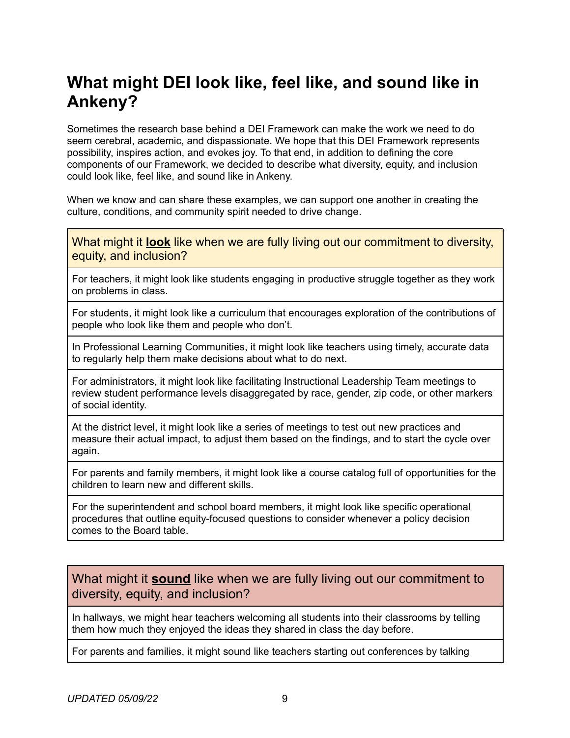## What might DEI look like, feel like, and sound like in Ankeny?

Sometimes the research base behind a DEI Framework can make the work we need to do seem cerebral, academic, and dispassionate. We hope that this DEI Framework represents possibility, inspires action, and evokes joy. To that end, in addition to defining the core components of our Framework, we decided to describe what diversity, equity, and inclusion could look like, feel like, and sound like in Ankeny.

When we know and can share these examples, we can support one another in creating the culture, conditions, and community spirit needed to drive change.

| What might it **look** like when we are fully living out our commitment to diversity, equity, and inclusion? |
|---|
| For teachers, it might look like students engaging in productive struggle together as they work on problems in class. |
| For students, it might look like a curriculum that encourages exploration of the contributions of people who look like them and people who don't. |
| In Professional Learning Communities, it might look like teachers using timely, accurate data to regularly help them make decisions about what to do next. |
| For administrators, it might look like facilitating Instructional Leadership Team meetings to review student performance levels disaggregated by race, gender, zip code, or other markers of social identity. |
| At the district level, it might look like a series of meetings to test out new practices and measure their actual impact, to adjust them based on the findings, and to start the cycle over again. |
| For parents and family members, it might look like a course catalog full of opportunities for the children to learn new and different skills. |
| For the superintendent and school board members, it might look like specific operational procedures that outline equity-focused questions to consider whenever a policy decision comes to the Board table. |

| What might it **sound** like when we are fully living out our commitment to diversity, equity, and inclusion? |
|---|
| In hallways, we might hear teachers welcoming all students into their classrooms by telling them how much they enjoyed the ideas they shared in class the day before. |
| For parents and families, it might sound like teachers starting out conferences by talking |

*UPDATED 05/09/22*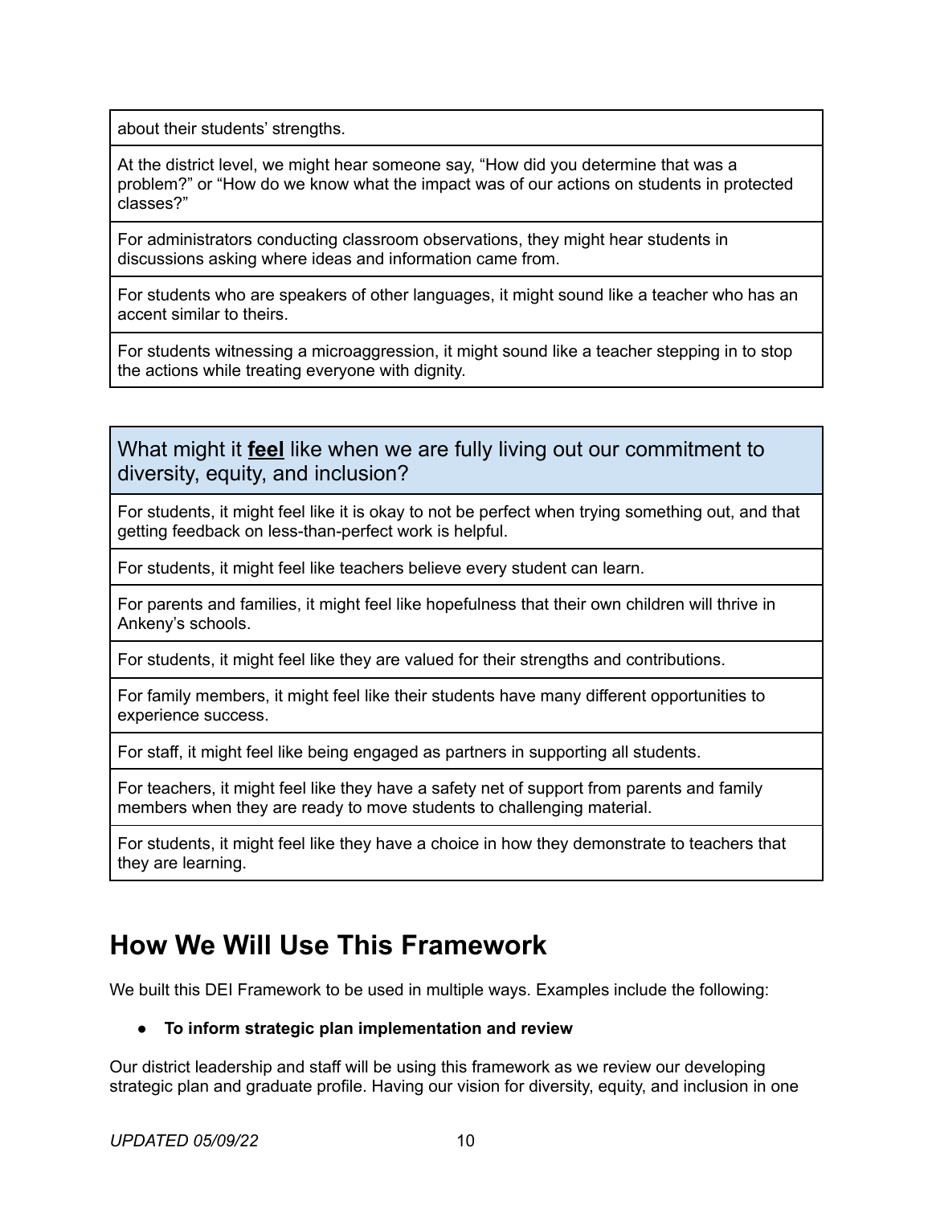| about their students' strengths. |
| --- |
| At the district level, we might hear someone say, "How did you determine that was a problem?" or "How do we know what the impact was of our actions on students in protected classes?" |
| For administrators conducting classroom observations, they might hear students in discussions asking where ideas and information came from. |
| For students who are speakers of other languages, it might sound like a teacher who has an accent similar to theirs. |
| For students witnessing a microaggression, it might sound like a teacher stepping in to stop the actions while treating everyone with dignity. |

| What might it **feel** like when we are fully living out our commitment to diversity, equity, and inclusion? |
| --- |
| For students, it might feel like it is okay to not be perfect when trying something out, and that getting feedback on less-than-perfect work is helpful. |
| For students, it might feel like teachers believe every student can learn. |
| For parents and families, it might feel like hopefulness that their own children will thrive in Ankeny's schools. |
| For students, it might feel like they are valued for their strengths and contributions. |
| For family members, it might feel like their students have many different opportunities to experience success. |
| For staff, it might feel like being engaged as partners in supporting all students. |
| For teachers, it might feel like they have a safety net of support from parents and family members when they are ready to move students to challenging material. |
| For students, it might feel like they have a choice in how they demonstrate to teachers that they are learning. |

# How We Will Use This Framework

We built this DEI Framework to be used in multiple ways. Examples include the following:

- **To inform strategic plan implementation and review**

Our district leadership and staff will be using this framework as we review our developing strategic plan and graduate profile. Having our vision for diversity, equity, and inclusion in one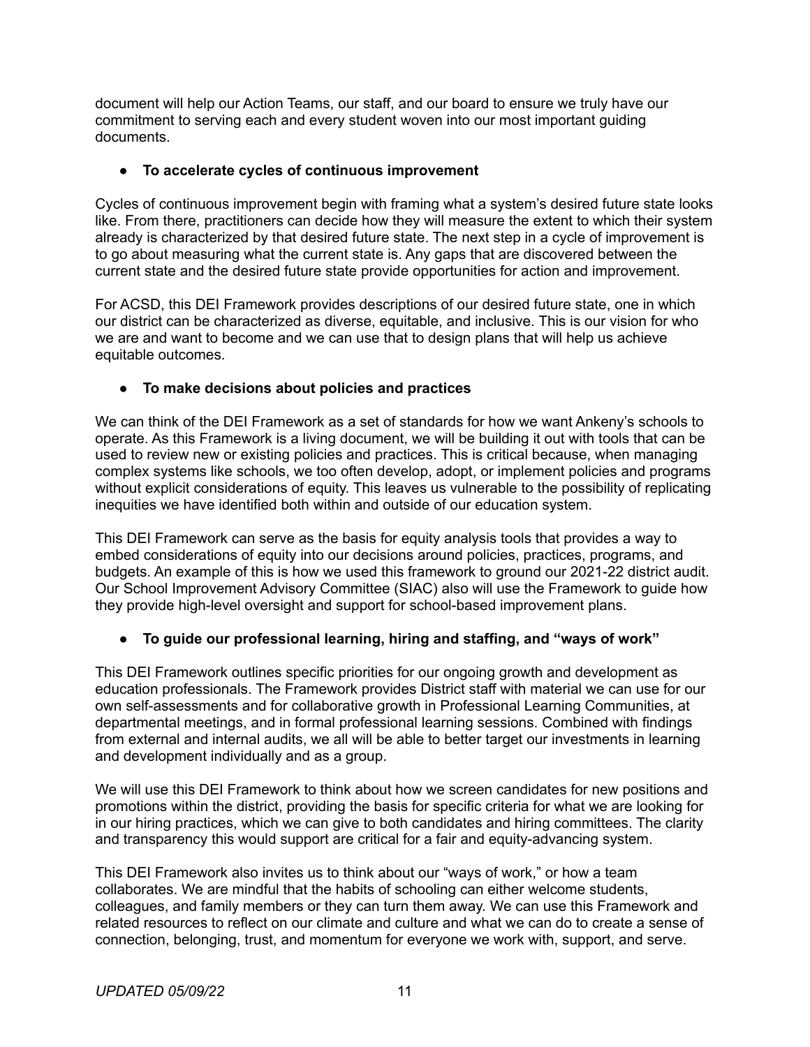document will help our Action Teams, our staff, and our board to ensure we truly have our commitment to serving each and every student woven into our most important guiding documents.

- **To accelerate cycles of continuous improvement**

Cycles of continuous improvement begin with framing what a system's desired future state looks like. From there, practitioners can decide how they will measure the extent to which their system already is characterized by that desired future state. The next step in a cycle of improvement is to go about measuring what the current state is. Any gaps that are discovered between the current state and the desired future state provide opportunities for action and improvement.

For ACSD, this DEI Framework provides descriptions of our desired future state, one in which our district can be characterized as diverse, equitable, and inclusive. This is our vision for who we are and want to become and we can use that to design plans that will help us achieve equitable outcomes.

- **To make decisions about policies and practices**

We can think of the DEI Framework as a set of standards for how we want Ankeny's schools to operate. As this Framework is a living document, we will be building it out with tools that can be used to review new or existing policies and practices. This is critical because, when managing complex systems like schools, we too often develop, adopt, or implement policies and programs without explicit considerations of equity. This leaves us vulnerable to the possibility of replicating inequities we have identified both within and outside of our education system.

This DEI Framework can serve as the basis for equity analysis tools that provides a way to embed considerations of equity into our decisions around policies, practices, programs, and budgets. An example of this is how we used this framework to ground our 2021-22 district audit. Our School Improvement Advisory Committee (SIAC) also will use the Framework to guide how they provide high-level oversight and support for school-based improvement plans.

- **To guide our professional learning, hiring and staffing, and "ways of work"**

This DEI Framework outlines specific priorities for our ongoing growth and development as education professionals. The Framework provides District staff with material we can use for our own self-assessments and for collaborative growth in Professional Learning Communities, at departmental meetings, and in formal professional learning sessions. Combined with findings from external and internal audits, we all will be able to better target our investments in learning and development individually and as a group.

We will use this DEI Framework to think about how we screen candidates for new positions and promotions within the district, providing the basis for specific criteria for what we are looking for in our hiring practices, which we can give to both candidates and hiring committees. The clarity and transparency this would support are critical for a fair and equity-advancing system.

This DEI Framework also invites us to think about our "ways of work," or how a team collaborates. We are mindful that the habits of schooling can either welcome students, colleagues, and family members or they can turn them away. We can use this Framework and related resources to reflect on our climate and culture and what we can do to create a sense of connection, belonging, trust, and momentum for everyone we work with, support, and serve.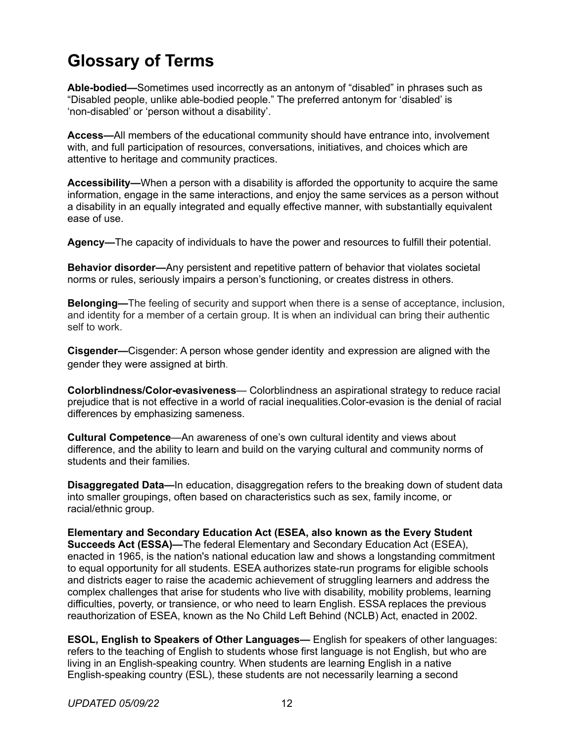# Glossary of Terms

**Able-bodied—**Sometimes used incorrectly as an antonym of "disabled" in phrases such as "Disabled people, unlike able-bodied people." The preferred antonym for 'disabled' is 'non-disabled' or 'person without a disability'.

**Access—**All members of the educational community should have entrance into, involvement with, and full participation of resources, conversations, initiatives, and choices which are attentive to heritage and community practices.

**Accessibility—**When a person with a disability is afforded the opportunity to acquire the same information, engage in the same interactions, and enjoy the same services as a person without a disability in an equally integrated and equally effective manner, with substantially equivalent ease of use.

**Agency—**The capacity of individuals to have the power and resources to fulfill their potential.

**Behavior disorder—**Any persistent and repetitive pattern of behavior that violates societal norms or rules, seriously impairs a person's functioning, or creates distress in others.

**Belonging—**The feeling of security and support when there is a sense of acceptance, inclusion, and identity for a member of a certain group. It is when an individual can bring their authentic self to work.

**Cisgender—**Cisgender: A person whose gender identity and expression are aligned with the gender they were assigned at birth.

**Colorblindness/Color-evasiveness**— Colorblindness an aspirational strategy to reduce racial prejudice that is not effective in a world of racial inequalities.Color-evasion is the denial of racial differences by emphasizing sameness.

**Cultural Competence**—An awareness of one's own cultural identity and views about difference, and the ability to learn and build on the varying cultural and community norms of students and their families.

**Disaggregated Data—**In education, disaggregation refers to the breaking down of student data into smaller groupings, often based on characteristics such as sex, family income, or racial/ethnic group.

**Elementary and Secondary Education Act (ESEA, also known as the Every Student Succeeds Act (ESSA)—**The federal Elementary and Secondary Education Act (ESEA), enacted in 1965, is the nation's national education law and shows a longstanding commitment to equal opportunity for all students. ESEA authorizes state-run programs for eligible schools and districts eager to raise the academic achievement of struggling learners and address the complex challenges that arise for students who live with disability, mobility problems, learning difficulties, poverty, or transience, or who need to learn English. ESSA replaces the previous reauthorization of ESEA, known as the No Child Left Behind (NCLB) Act, enacted in 2002.

**ESOL, English to Speakers of Other Languages—** English for speakers of other languages: refers to the teaching of English to students whose first language is not English, but who are living in an English-speaking country. When students are learning English in a native English-speaking country (ESL), these students are not necessarily learning a second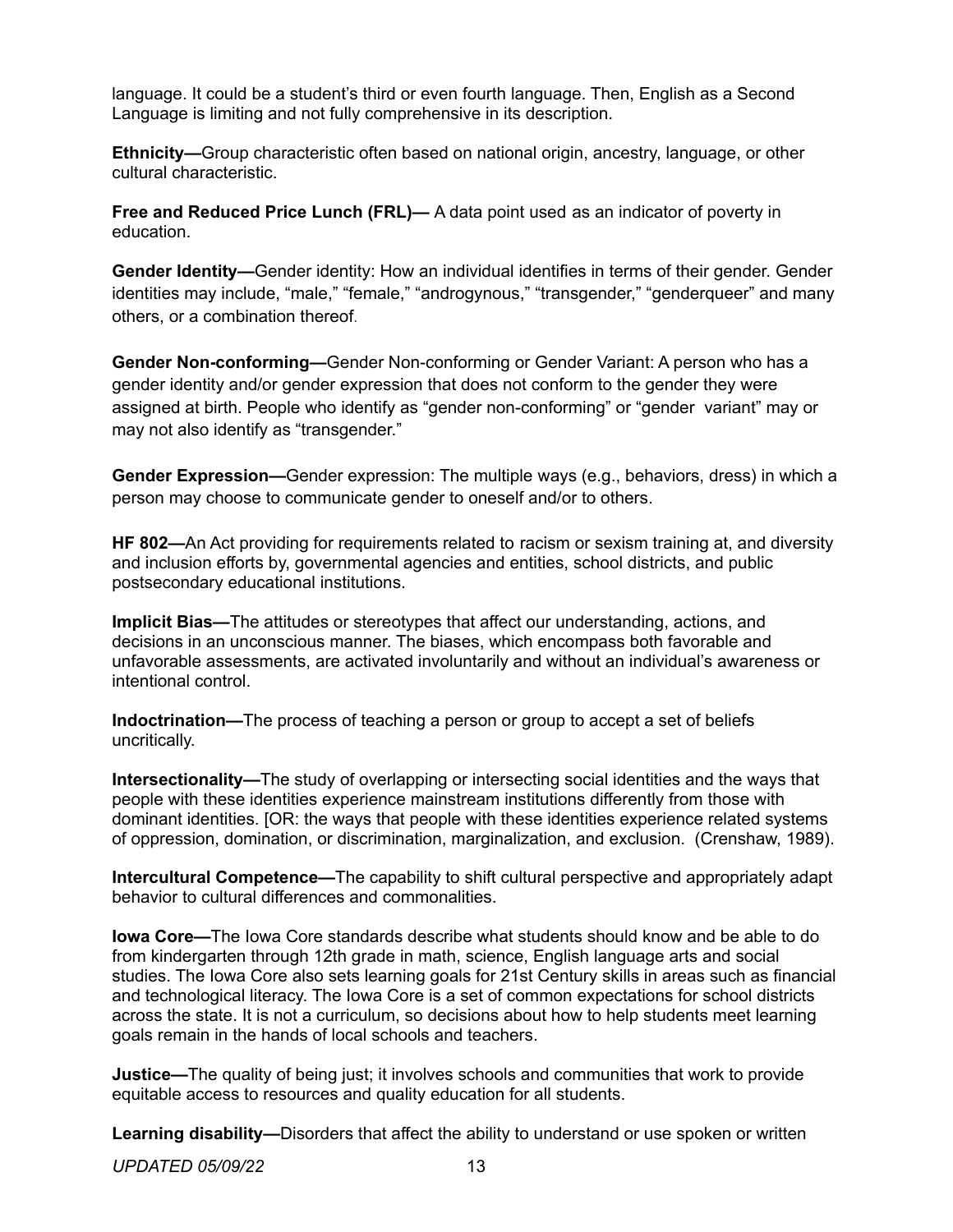language. It could be a student's third or even fourth language. Then, English as a Second Language is limiting and not fully comprehensive in its description.

**Ethnicity—**Group characteristic often based on national origin, ancestry, language, or other cultural characteristic.

**Free and Reduced Price Lunch (FRL)—** A data point used as an indicator of poverty in education.

**Gender Identity—**Gender identity: How an individual identifies in terms of their gender. Gender identities may include, "male," "female," "androgynous," "transgender," "genderqueer" and many others, or a combination thereof.

**Gender Non-conforming—**Gender Non-conforming or Gender Variant: A person who has a gender identity and/or gender expression that does not conform to the gender they were assigned at birth. People who identify as "gender non-conforming" or "gender variant" may or may not also identify as "transgender."

**Gender Expression—**Gender expression: The multiple ways (e.g., behaviors, dress) in which a person may choose to communicate gender to oneself and/or to others.

**HF 802—**An Act providing for requirements related to racism or sexism training at, and diversity and inclusion efforts by, governmental agencies and entities, school districts, and public postsecondary educational institutions.

**Implicit Bias—**The attitudes or stereotypes that affect our understanding, actions, and decisions in an unconscious manner. The biases, which encompass both favorable and unfavorable assessments, are activated involuntarily and without an individual's awareness or intentional control.

**Indoctrination—**The process of teaching a person or group to accept a set of beliefs uncritically.

**Intersectionality—**The study of overlapping or intersecting social identities and the ways that people with these identities experience mainstream institutions differently from those with dominant identities. [OR: the ways that people with these identities experience related systems of oppression, domination, or discrimination, marginalization, and exclusion. (Crenshaw, 1989).

**Intercultural Competence—**The capability to shift cultural perspective and appropriately adapt behavior to cultural differences and commonalities.

**Iowa Core—**The Iowa Core standards describe what students should know and be able to do from kindergarten through 12th grade in math, science, English language arts and social studies. The Iowa Core also sets learning goals for 21st Century skills in areas such as financial and technological literacy. The Iowa Core is a set of common expectations for school districts across the state. It is not a curriculum, so decisions about how to help students meet learning goals remain in the hands of local schools and teachers.

**Justice—**The quality of being just; it involves schools and communities that work to provide equitable access to resources and quality education for all students.

**Learning disability—**Disorders that affect the ability to understand or use spoken or written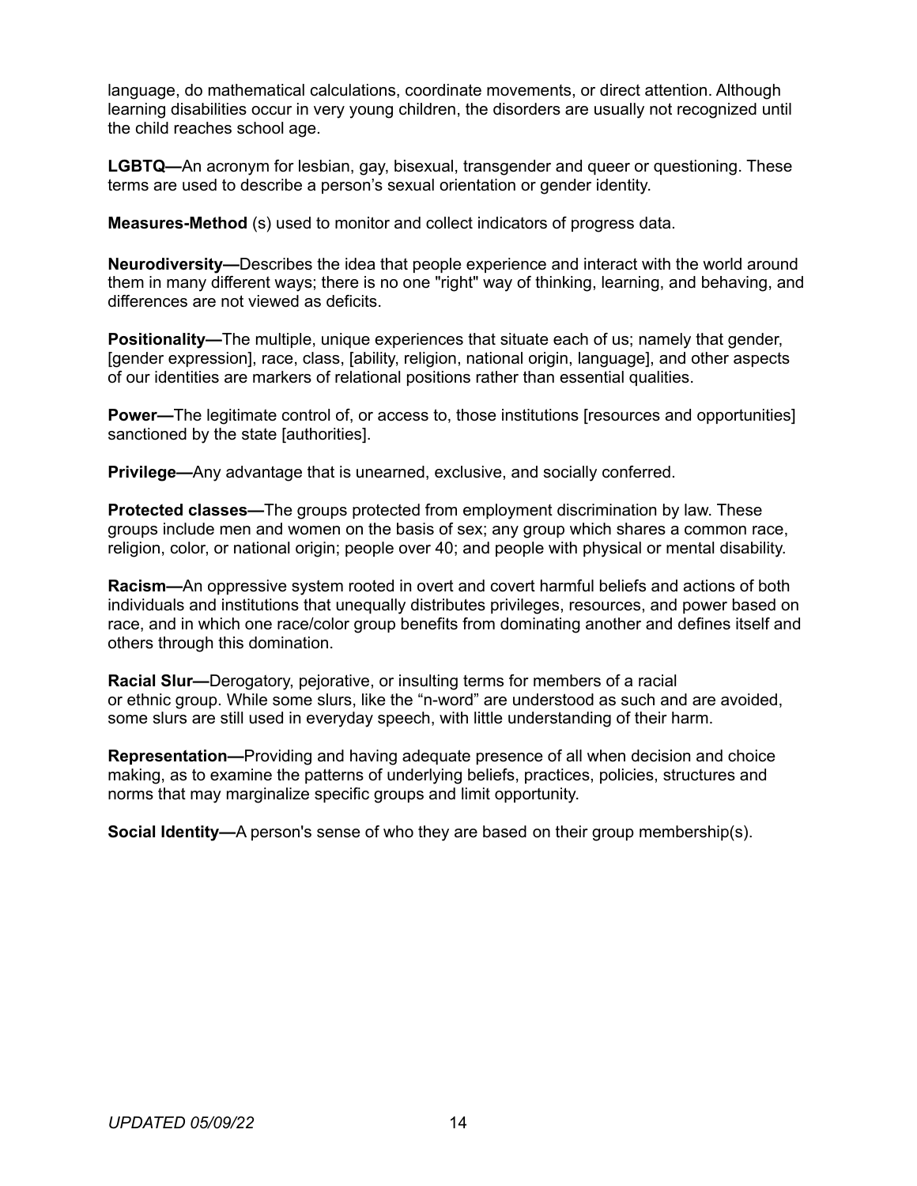language, do mathematical calculations, coordinate movements, or direct attention. Although learning disabilities occur in very young children, the disorders are usually not recognized until the child reaches school age.

**LGBTQ—**An acronym for lesbian, gay, bisexual, transgender and queer or questioning. These terms are used to describe a person's sexual orientation or gender identity.

**Measures-Method** (s) used to monitor and collect indicators of progress data.

**Neurodiversity—**Describes the idea that people experience and interact with the world around them in many different ways; there is no one "right" way of thinking, learning, and behaving, and differences are not viewed as deficits.

**Positionality—**The multiple, unique experiences that situate each of us; namely that gender, [gender expression], race, class, [ability, religion, national origin, language], and other aspects of our identities are markers of relational positions rather than essential qualities.

**Power—**The legitimate control of, or access to, those institutions [resources and opportunities] sanctioned by the state [authorities].

**Privilege—**Any advantage that is unearned, exclusive, and socially conferred.

**Protected classes—**The groups protected from employment discrimination by law. These groups include men and women on the basis of sex; any group which shares a common race, religion, color, or national origin; people over 40; and people with physical or mental disability.

**Racism—**An oppressive system rooted in overt and covert harmful beliefs and actions of both individuals and institutions that unequally distributes privileges, resources, and power based on race, and in which one race/color group benefits from dominating another and defines itself and others through this domination.

**Racial Slur—**Derogatory, pejorative, or insulting terms for members of a racial or ethnic group. While some slurs, like the "n-word" are understood as such and are avoided, some slurs are still used in everyday speech, with little understanding of their harm.

**Representation—**Providing and having adequate presence of all when decision and choice making, as to examine the patterns of underlying beliefs, practices, policies, structures and norms that may marginalize specific groups and limit opportunity.

**Social Identity—**A person's sense of who they are based on their group membership(s).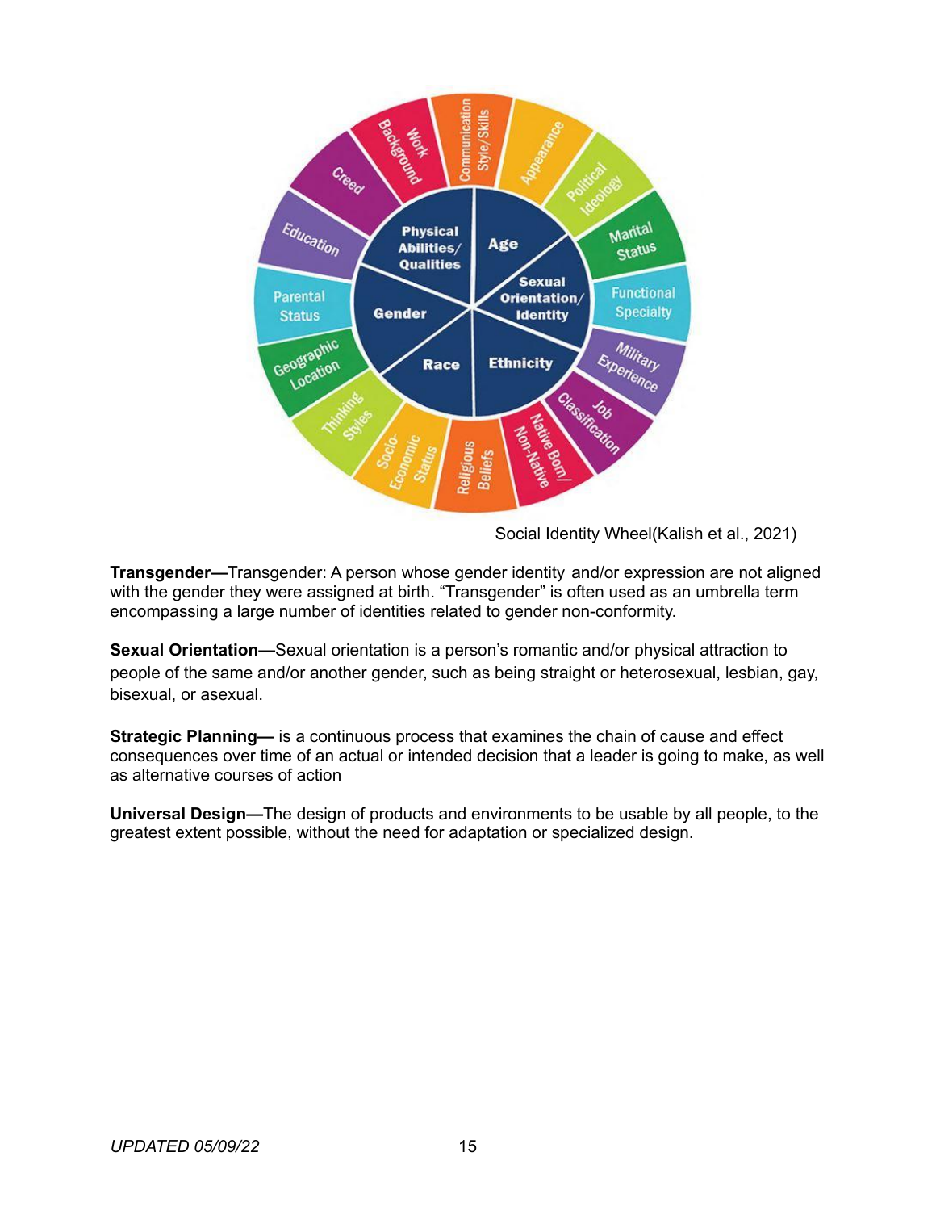Social Identity Wheel(Kalish et al., 2021)

**Transgender—**Transgender: A person whose gender identity and/or expression are not aligned with the gender they were assigned at birth. "Transgender" is often used as an umbrella term encompassing a large number of identities related to gender non-conformity.

**Sexual Orientation—**Sexual orientation is a person's romantic and/or physical attraction to people of the same and/or another gender, such as being straight or heterosexual, lesbian, gay, bisexual, or asexual.

**Strategic Planning—** is a continuous process that examines the chain of cause and effect consequences over time of an actual or intended decision that a leader is going to make, as well as alternative courses of action

**Universal Design—**The design of products and environments to be usable by all people, to the greatest extent possible, without the need for adaptation or specialized design.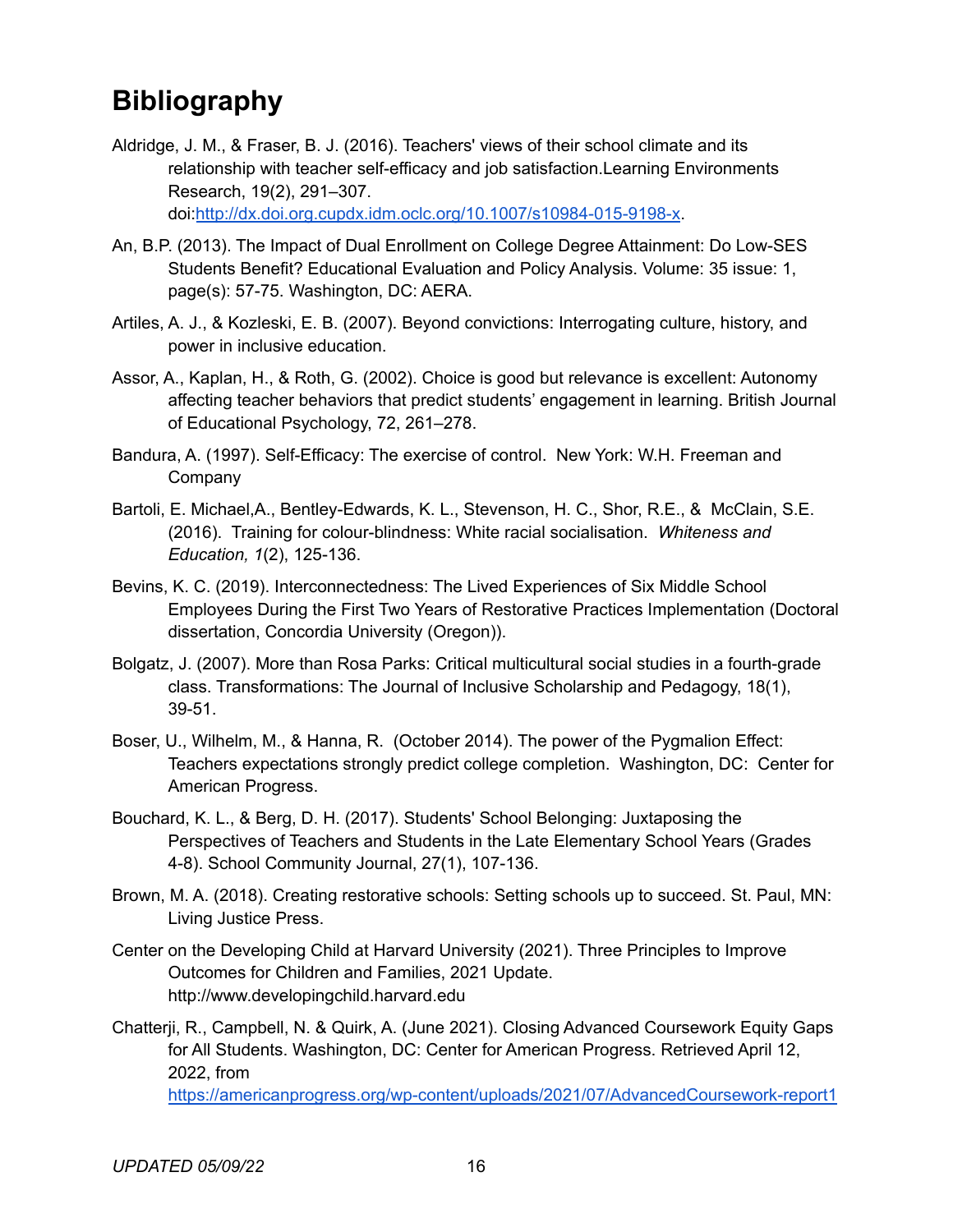# Bibliography

Aldridge, J. M., & Fraser, B. J. (2016). Teachers' views of their school climate and its relationship with teacher self-efficacy and job satisfaction.Learning Environments Research, 19(2), 291–307. doi:[http://dx.doi.org.cupdx.idm.oclc.org/10.1007/s10984-015-9198-x](http://dx.doi.org.cupdx.idm.oclc.org/10.1007/s10984-015-9198-x).

An, B.P. (2013). The Impact of Dual Enrollment on College Degree Attainment: Do Low-SES Students Benefit? Educational Evaluation and Policy Analysis. Volume: 35 issue: 1, page(s): 57-75. Washington, DC: AERA.

Artiles, A. J., & Kozleski, E. B. (2007). Beyond convictions: Interrogating culture, history, and power in inclusive education.

Assor, A., Kaplan, H., & Roth, G. (2002). Choice is good but relevance is excellent: Autonomy affecting teacher behaviors that predict students' engagement in learning. British Journal of Educational Psychology, 72, 261–278.

Bandura, A. (1997). Self-Efficacy: The exercise of control. New York: W.H. Freeman and Company

Bartoli, E. Michael,A., Bentley-Edwards, K. L., Stevenson, H. C., Shor, R.E., & McClain, S.E. (2016). Training for colour-blindness: White racial socialisation. *Whiteness and Education, 1*(2), 125-136.

Bevins, K. C. (2019). Interconnectedness: The Lived Experiences of Six Middle School Employees During the First Two Years of Restorative Practices Implementation (Doctoral dissertation, Concordia University (Oregon)).

Bolgatz, J. (2007). More than Rosa Parks: Critical multicultural social studies in a fourth-grade class. Transformations: The Journal of Inclusive Scholarship and Pedagogy, 18(1), 39-51.

Boser, U., Wilhelm, M., & Hanna, R. (October 2014). The power of the Pygmalion Effect: Teachers expectations strongly predict college completion. Washington, DC: Center for American Progress.

Bouchard, K. L., & Berg, D. H. (2017). Students' School Belonging: Juxtaposing the Perspectives of Teachers and Students in the Late Elementary School Years (Grades 4-8). School Community Journal, 27(1), 107-136.

Brown, M. A. (2018). Creating restorative schools: Setting schools up to succeed. St. Paul, MN: Living Justice Press.

Center on the Developing Child at Harvard University (2021). Three Principles to Improve Outcomes for Children and Families, 2021 Update. http://www.developingchild.harvard.edu

Chatterji, R., Campbell, N. & Quirk, A. (June 2021). Closing Advanced Coursework Equity Gaps for All Students. Washington, DC: Center for American Progress. Retrieved April 12, 2022, from [https://americanprogress.org/wp-content/uploads/2021/07/AdvancedCoursework-report1](https://americanprogress.org/wp-content/uploads/2021/07/AdvancedCoursework-report1)

*UPDATED 05/09/22*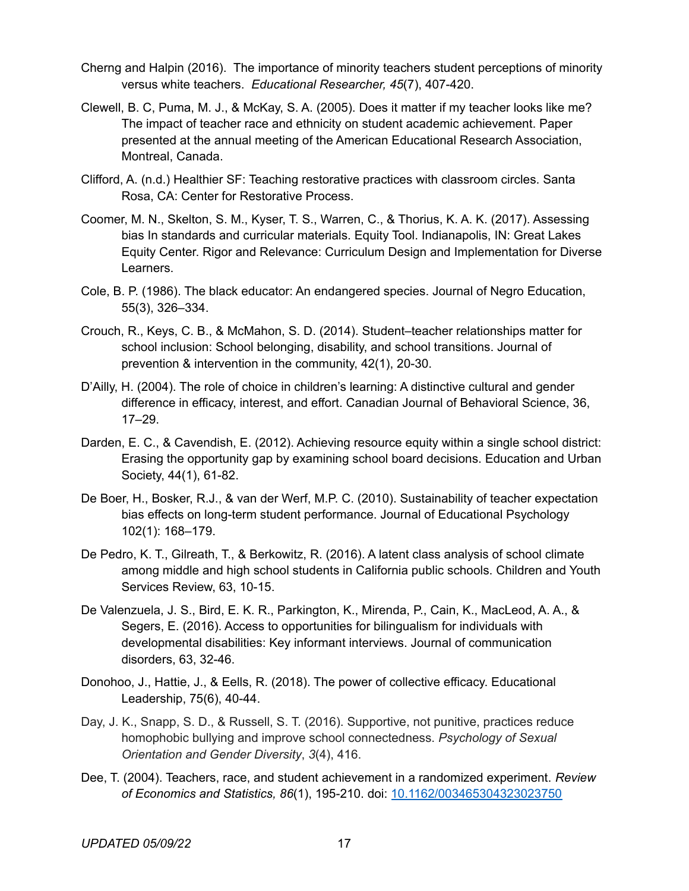Cherng and Halpin (2016). The importance of minority teachers student perceptions of minority versus white teachers. *Educational Researcher, 45*(7), 407-420.

Clewell, B. C, Puma, M. J., & McKay, S. A. (2005). Does it matter if my teacher looks like me? The impact of teacher race and ethnicity on student academic achievement. Paper presented at the annual meeting of the American Educational Research Association, Montreal, Canada.

Clifford, A. (n.d.) Healthier SF: Teaching restorative practices with classroom circles. Santa Rosa, CA: Center for Restorative Process.

Coomer, M. N., Skelton, S. M., Kyser, T. S., Warren, C., & Thorius, K. A. K. (2017). Assessing bias In standards and curricular materials. Equity Tool. Indianapolis, IN: Great Lakes Equity Center. Rigor and Relevance: Curriculum Design and Implementation for Diverse Learners.

Cole, B. P. (1986). The black educator: An endangered species. Journal of Negro Education, 55(3), 326–334.

Crouch, R., Keys, C. B., & McMahon, S. D. (2014). Student–teacher relationships matter for school inclusion: School belonging, disability, and school transitions. Journal of prevention & intervention in the community, 42(1), 20-30.

D'Ailly, H. (2004). The role of choice in children's learning: A distinctive cultural and gender difference in efficacy, interest, and effort. Canadian Journal of Behavioral Science, 36, 17–29.

Darden, E. C., & Cavendish, E. (2012). Achieving resource equity within a single school district: Erasing the opportunity gap by examining school board decisions. Education and Urban Society, 44(1), 61-82.

De Boer, H., Bosker, R.J., & van der Werf, M.P. C. (2010). Sustainability of teacher expectation bias effects on long-term student performance. Journal of Educational Psychology 102(1): 168–179.

De Pedro, K. T., Gilreath, T., & Berkowitz, R. (2016). A latent class analysis of school climate among middle and high school students in California public schools. Children and Youth Services Review, 63, 10-15.

De Valenzuela, J. S., Bird, E. K. R., Parkington, K., Mirenda, P., Cain, K., MacLeod, A. A., & Segers, E. (2016). Access to opportunities for bilingualism for individuals with developmental disabilities: Key informant interviews. Journal of communication disorders, 63, 32-46.

Donohoo, J., Hattie, J., & Eells, R. (2018). The power of collective efficacy. Educational Leadership, 75(6), 40-44.

Day, J. K., Snapp, S. D., & Russell, S. T. (2016). Supportive, not punitive, practices reduce homophobic bullying and improve school connectedness. *Psychology of Sexual Orientation and Gender Diversity*, *3*(4), 416.

Dee, T. (2004). Teachers, race, and student achievement in a randomized experiment. *Review of Economics and Statistics, 86*(1), 195-210. doi: [10.1162/003465304323023750](https://doi.org/10.1162/003465304323023750)

*UPDATED 05/09/22*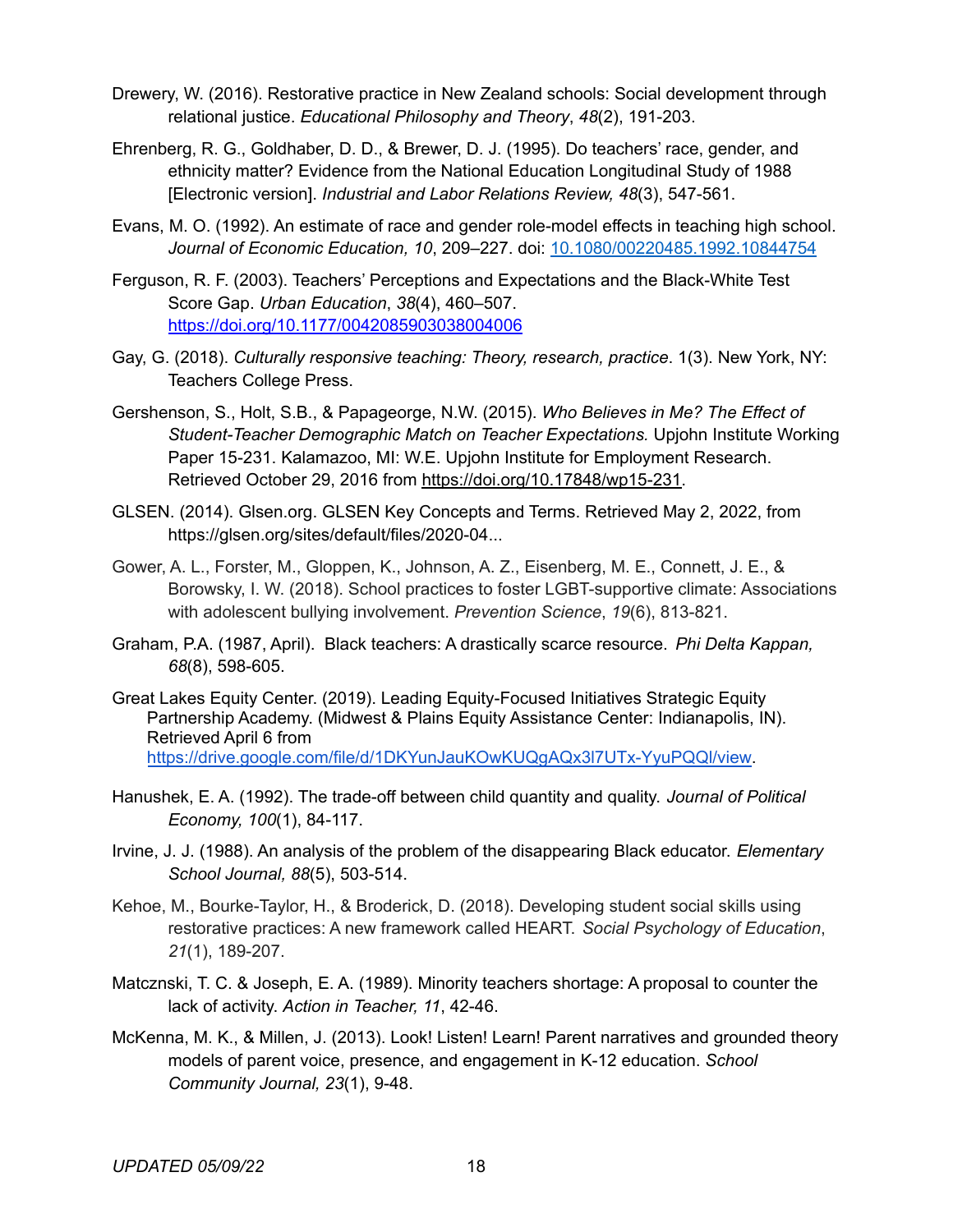Drewery, W. (2016). Restorative practice in New Zealand schools: Social development through relational justice. *Educational Philosophy and Theory*, *48*(2), 191-203.

Ehrenberg, R. G., Goldhaber, D. D., & Brewer, D. J. (1995). Do teachers' race, gender, and ethnicity matter? Evidence from the National Education Longitudinal Study of 1988 [Electronic version]. *Industrial and Labor Relations Review, 48*(3), 547-561.

Evans, M. O. (1992). An estimate of race and gender role-model effects in teaching high school. *Journal of Economic Education, 10*, 209–227. doi: 10.1080/00220485.1992.10844754

Ferguson, R. F. (2003). Teachers' Perceptions and Expectations and the Black-White Test Score Gap. *Urban Education*, *38*(4), 460–507. https://doi.org/10.1177/0042085903038004006

Gay, G. (2018). *Culturally responsive teaching: Theory, research, practice*. 1(3). New York, NY: Teachers College Press.

Gershenson, S., Holt, S.B., & Papageorge, N.W. (2015). *Who Believes in Me? The Effect of Student-Teacher Demographic Match on Teacher Expectations.* Upjohn Institute Working Paper 15-231. Kalamazoo, MI: W.E. Upjohn Institute for Employment Research. Retrieved October 29, 2016 from https://doi.org/10.17848/wp15-231.

GLSEN. (2014). Glsen.org. GLSEN Key Concepts and Terms. Retrieved May 2, 2022, from https://glsen.org/sites/default/files/2020-04...

Gower, A. L., Forster, M., Gloppen, K., Johnson, A. Z., Eisenberg, M. E., Connett, J. E., & Borowsky, I. W. (2018). School practices to foster LGBT-supportive climate: Associations with adolescent bullying involvement. *Prevention Science*, *19*(6), 813-821.

Graham, P.A. (1987, April). Black teachers: A drastically scarce resource. *Phi Delta Kappan, 68*(8), 598-605.

Great Lakes Equity Center. (2019). Leading Equity-Focused Initiatives Strategic Equity Partnership Academy. (Midwest & Plains Equity Assistance Center: Indianapolis, IN). Retrieved April 6 from https://drive.google.com/file/d/1DKYunJauKOwKUQgAQx3l7UTx-YyuPQQl/view.

Hanushek, E. A. (1992). The trade-off between child quantity and quality. *Journal of Political Economy, 100*(1), 84-117.

Irvine, J. J. (1988). An analysis of the problem of the disappearing Black educator. *Elementary School Journal, 88*(5), 503-514.

Kehoe, M., Bourke-Taylor, H., & Broderick, D. (2018). Developing student social skills using restorative practices: A new framework called HEART. *Social Psychology of Education*, *21*(1), 189-207.

Matczynski, T. C. & Joseph, E. A. (1989). Minority teachers shortage: A proposal to counter the lack of activity. *Action in Teacher, 11*, 42-46.

McKenna, M. K., & Millen, J. (2013). Look! Listen! Learn! Parent narratives and grounded theory models of parent voice, presence, and engagement in K-12 education. *School Community Journal, 23*(1), 9-48.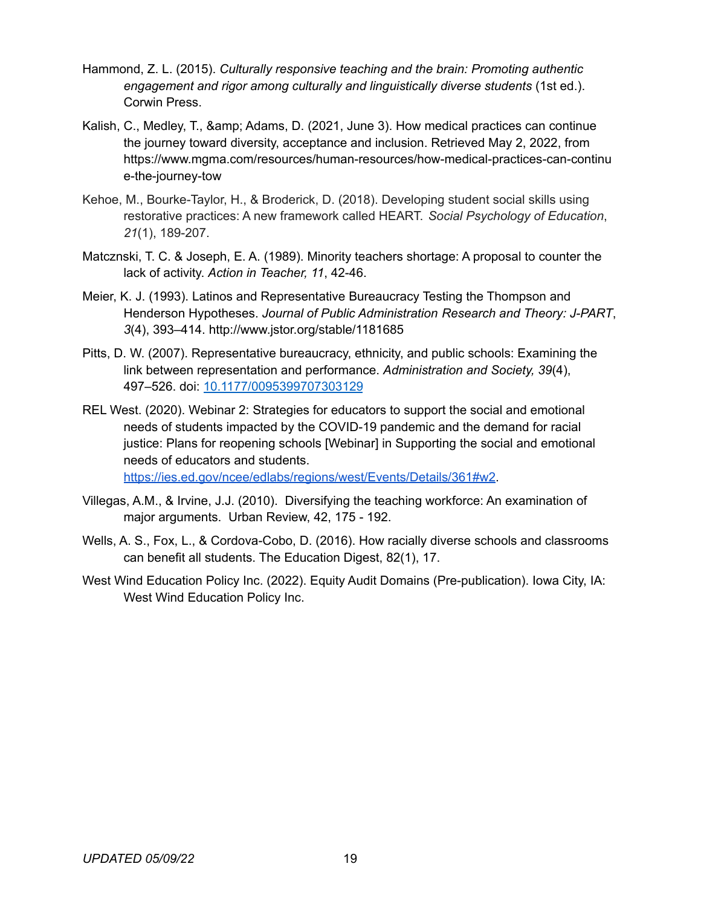Hammond, Z. L. (2015). *Culturally responsive teaching and the brain: Promoting authentic engagement and rigor among culturally and linguistically diverse students* (1st ed.). Corwin Press.

Kalish, C., Medley, T., &amp; Adams, D. (2021, June 3). How medical practices can continue the journey toward diversity, acceptance and inclusion. Retrieved May 2, 2022, from https://www.mgma.com/resources/human-resources/how-medical-practices-can-continue-the-journey-tow

Kehoe, M., Bourke-Taylor, H., & Broderick, D. (2018). Developing student social skills using restorative practices: A new framework called HEART. *Social Psychology of Education*, *21*(1), 189-207.

Matcznski, T. C. & Joseph, E. A. (1989). Minority teachers shortage: A proposal to counter the lack of activity. *Action in Teacher, 11*, 42-46.

Meier, K. J. (1993). Latinos and Representative Bureaucracy Testing the Thompson and Henderson Hypotheses. *Journal of Public Administration Research and Theory: J-PART*, *3*(4), 393–414. http://www.jstor.org/stable/1181685

Pitts, D. W. (2007). Representative bureaucracy, ethnicity, and public schools: Examining the link between representation and performance. *Administration and Society, 39*(4), 497–526. doi: [10.1177/0095399707303129](https://doi.org/10.1177/0095399707303129)

REL West. (2020). Webinar 2: Strategies for educators to support the social and emotional needs of students impacted by the COVID-19 pandemic and the demand for racial justice: Plans for reopening schools [Webinar] in Supporting the social and emotional needs of educators and students. [https://ies.ed.gov/ncee/edlabs/regions/west/Events/Details/361#w2](https://ies.ed.gov/ncee/edlabs/regions/west/Events/Details/361#w2).

Villegas, A.M., & Irvine, J.J. (2010). Diversifying the teaching workforce: An examination of major arguments. Urban Review, 42, 175 - 192.

Wells, A. S., Fox, L., & Cordova-Cobo, D. (2016). How racially diverse schools and classrooms can benefit all students. The Education Digest, 82(1), 17.

West Wind Education Policy Inc. (2022). Equity Audit Domains (Pre-publication). Iowa City, IA: West Wind Education Policy Inc.

*UPDATED 05/09/22*